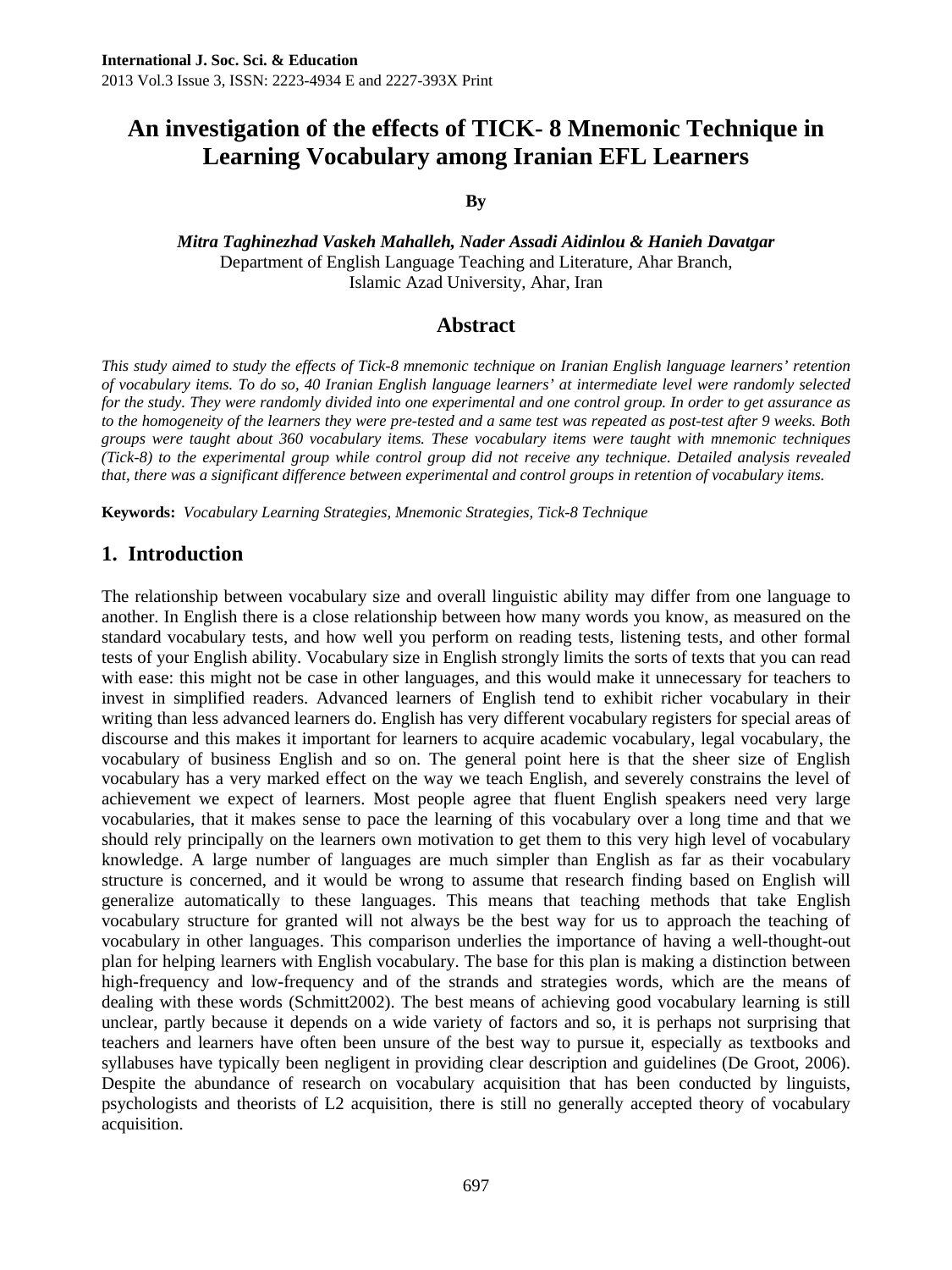# An investigation of the effects of TICK- 8 Mnemonic Technique in Learning Vocabulary among Iranian EFL Learners

**By**

***Mitra Taghinezhad Vaskeh Mahalleh, Nader Assadi Aidinlou & Hanieh Davatgar***

Department of English Language Teaching and Literature, Ahar Branch,
Islamic Azad University, Ahar, Iran

## Abstract

*This study aimed to study the effects of Tick-8 mnemonic technique on Iranian English language learners' retention of vocabulary items. To do so, 40 Iranian English language learners' at intermediate level were randomly selected for the study. They were randomly divided into one experimental and one control group. In order to get assurance as to the homogeneity of the learners they were pre-tested and a same test was repeated as post-test after 9 weeks. Both groups were taught about 360 vocabulary items. These vocabulary items were taught with mnemonic techniques (Tick-8) to the experimental group while control group did not receive any technique. Detailed analysis revealed that, there was a significant difference between experimental and control groups in retention of vocabulary items.*

**Keywords:** *Vocabulary Learning Strategies, Mnemonic Strategies, Tick-8 Technique*

## 1. Introduction

The relationship between vocabulary size and overall linguistic ability may differ from one language to another. In English there is a close relationship between how many words you know, as measured on the standard vocabulary tests, and how well you perform on reading tests, listening tests, and other formal tests of your English ability. Vocabulary size in English strongly limits the sorts of texts that you can read with ease: this might not be case in other languages, and this would make it unnecessary for teachers to invest in simplified readers. Advanced learners of English tend to exhibit richer vocabulary in their writing than less advanced learners do. English has very different vocabulary registers for special areas of discourse and this makes it important for learners to acquire academic vocabulary, legal vocabulary, the vocabulary of business English and so on. The general point here is that the sheer size of English vocabulary has a very marked effect on the way we teach English, and severely constrains the level of achievement we expect of learners. Most people agree that fluent English speakers need very large vocabularies, that it makes sense to pace the learning of this vocabulary over a long time and that we should rely principally on the learners own motivation to get them to this very high level of vocabulary knowledge. A large number of languages are much simpler than English as far as their vocabulary structure is concerned, and it would be wrong to assume that research finding based on English will generalize automatically to these languages. This means that teaching methods that take English vocabulary structure for granted will not always be the best way for us to approach the teaching of vocabulary in other languages. This comparison underlies the importance of having a well-thought-out plan for helping learners with English vocabulary. The base for this plan is making a distinction between high-frequency and low-frequency and of the strands and strategies words, which are the means of dealing with these words (Schmitt2002). The best means of achieving good vocabulary learning is still unclear, partly because it depends on a wide variety of factors and so, it is perhaps not surprising that teachers and learners have often been unsure of the best way to pursue it, especially as textbooks and syllabuses have typically been negligent in providing clear description and guidelines (De Groot, 2006). Despite the abundance of research on vocabulary acquisition that has been conducted by linguists, psychologists and theorists of L2 acquisition, there is still no generally accepted theory of vocabulary acquisition.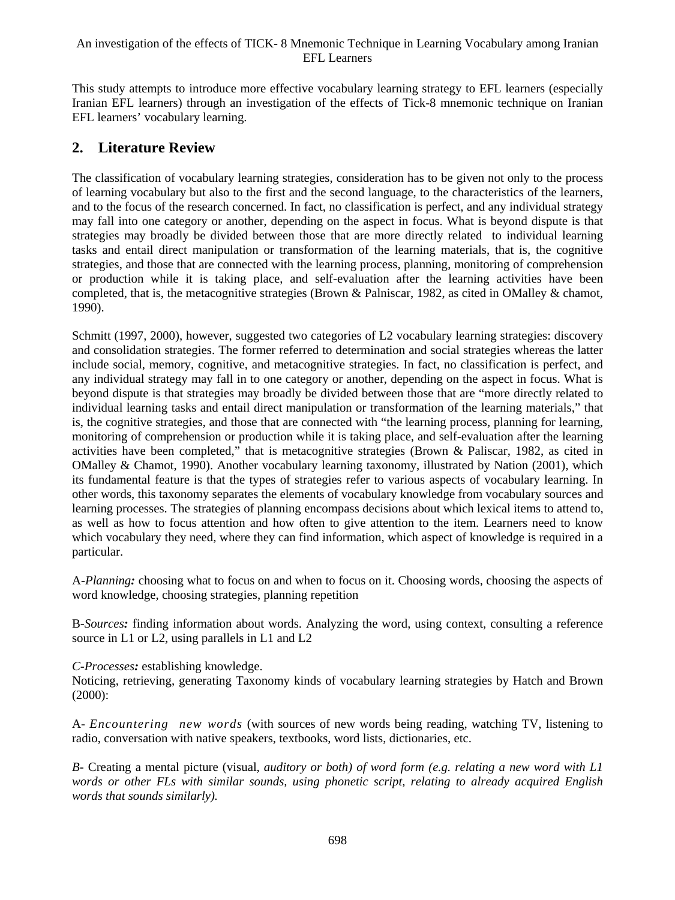This study attempts to introduce more effective vocabulary learning strategy to EFL learners (especially Iranian EFL learners) through an investigation of the effects of Tick-8 mnemonic technique on Iranian EFL learners' vocabulary learning.

## 2. Literature Review

The classification of vocabulary learning strategies, consideration has to be given not only to the process of learning vocabulary but also to the first and the second language, to the characteristics of the learners, and to the focus of the research concerned. In fact, no classification is perfect, and any individual strategy may fall into one category or another, depending on the aspect in focus. What is beyond dispute is that strategies may broadly be divided between those that are more directly related to individual learning tasks and entail direct manipulation or transformation of the learning materials, that is, the cognitive strategies, and those that are connected with the learning process, planning, monitoring of comprehension or production while it is taking place, and self-evaluation after the learning activities have been completed, that is, the metacognitive strategies (Brown & Palniscar, 1982, as cited in OMalley & chamot, 1990).

Schmitt (1997, 2000), however, suggested two categories of L2 vocabulary learning strategies: discovery and consolidation strategies. The former referred to determination and social strategies whereas the latter include social, memory, cognitive, and metacognitive strategies. In fact, no classification is perfect, and any individual strategy may fall in to one category or another, depending on the aspect in focus. What is beyond dispute is that strategies may broadly be divided between those that are "more directly related to individual learning tasks and entail direct manipulation or transformation of the learning materials," that is, the cognitive strategies, and those that are connected with "the learning process, planning for learning, monitoring of comprehension or production while it is taking place, and self-evaluation after the learning activities have been completed," that is metacognitive strategies (Brown & Paliscar, 1982, as cited in OMalley & Chamot, 1990). Another vocabulary learning taxonomy, illustrated by Nation (2001), which its fundamental feature is that the types of strategies refer to various aspects of vocabulary learning. In other words, this taxonomy separates the elements of vocabulary knowledge from vocabulary sources and learning processes. The strategies of planning encompass decisions about which lexical items to attend to, as well as how to focus attention and how often to give attention to the item. Learners need to know which vocabulary they need, where they can find information, which aspect of knowledge is required in a particular.

A-*Planning:* choosing what to focus on and when to focus on it. Choosing words, choosing the aspects of word knowledge, choosing strategies, planning repetition

B-*Sources:* finding information about words. Analyzing the word, using context, consulting a reference source in L1 or L2, using parallels in L1 and L2

*C-Processes:* establishing knowledge.
Noticing, retrieving, generating Taxonomy kinds of vocabulary learning strategies by Hatch and Brown (2000):

A- *Encountering new words* (with sources of new words being reading, watching TV, listening to radio, conversation with native speakers, textbooks, word lists, dictionaries, etc.

*B-* Creating a mental picture (visual, *auditory or both) of word form (e.g. relating a new word with L1 words or other FLs with similar sounds, using phonetic script, relating to already acquired English words that sounds similarly).*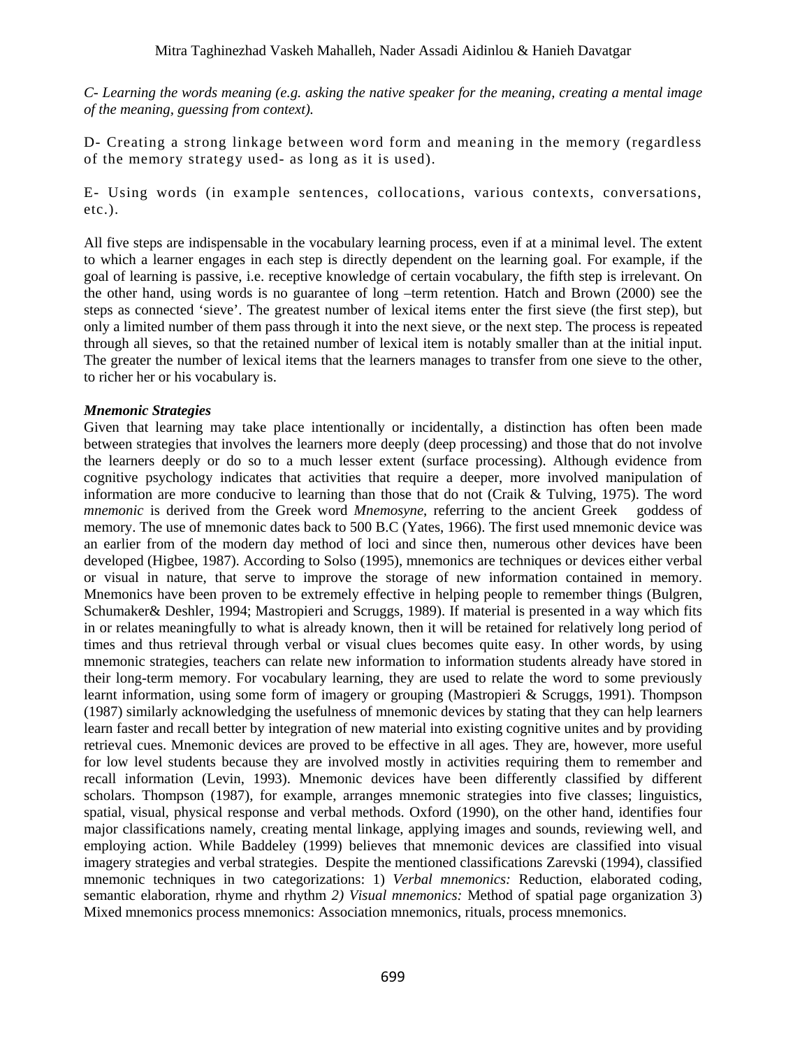*C- Learning the words meaning (e.g. asking the native speaker for the meaning, creating a mental image of the meaning, guessing from context).*

D- Creating a strong linkage between word form and meaning in the memory (regardless of the memory strategy used- as long as it is used).

E- Using words (in example sentences, collocations, various contexts, conversations, etc.).

All five steps are indispensable in the vocabulary learning process, even if at a minimal level. The extent to which a learner engages in each step is directly dependent on the learning goal. For example, if the goal of learning is passive, i.e. receptive knowledge of certain vocabulary, the fifth step is irrelevant. On the other hand, using words is no guarantee of long –term retention. Hatch and Brown (2000) see the steps as connected 'sieve'. The greatest number of lexical items enter the first sieve (the first step), but only a limited number of them pass through it into the next sieve, or the next step. The process is repeated through all sieves, so that the retained number of lexical item is notably smaller than at the initial input. The greater the number of lexical items that the learners manages to transfer from one sieve to the other, to richer her or his vocabulary is.

***Mnemonic Strategies***

Given that learning may take place intentionally or incidentally, a distinction has often been made between strategies that involves the learners more deeply (deep processing) and those that do not involve the learners deeply or do so to a much lesser extent (surface processing). Although evidence from cognitive psychology indicates that activities that require a deeper, more involved manipulation of information are more conducive to learning than those that do not (Craik & Tulving, 1975). The word *mnemonic* is derived from the Greek word *Mnemosyne*, referring to the ancient Greek goddess of memory. The use of mnemonic dates back to 500 B.C (Yates, 1966). The first used mnemonic device was an earlier from of the modern day method of loci and since then, numerous other devices have been developed (Higbee, 1987). According to Solso (1995), mnemonics are techniques or devices either verbal or visual in nature, that serve to improve the storage of new information contained in memory. Mnemonics have been proven to be extremely effective in helping people to remember things (Bulgren, Schumaker& Deshler, 1994; Mastropieri and Scruggs, 1989). If material is presented in a way which fits in or relates meaningfully to what is already known, then it will be retained for relatively long period of times and thus retrieval through verbal or visual clues becomes quite easy. In other words, by using mnemonic strategies, teachers can relate new information to information students already have stored in their long-term memory. For vocabulary learning, they are used to relate the word to some previously learnt information, using some form of imagery or grouping (Mastropieri & Scruggs, 1991). Thompson (1987) similarly acknowledging the usefulness of mnemonic devices by stating that they can help learners learn faster and recall better by integration of new material into existing cognitive unites and by providing retrieval cues. Mnemonic devices are proved to be effective in all ages. They are, however, more useful for low level students because they are involved mostly in activities requiring them to remember and recall information (Levin, 1993). Mnemonic devices have been differently classified by different scholars. Thompson (1987), for example, arranges mnemonic strategies into five classes; linguistics, spatial, visual, physical response and verbal methods. Oxford (1990), on the other hand, identifies four major classifications namely, creating mental linkage, applying images and sounds, reviewing well, and employing action. While Baddeley (1999) believes that mnemonic devices are classified into visual imagery strategies and verbal strategies. Despite the mentioned classifications Zarevski (1994), classified mnemonic techniques in two categorizations: 1) *Verbal mnemonics:* Reduction, elaborated coding, semantic elaboration, rhyme and rhythm *2) Visual mnemonics:* Method of spatial page organization 3) Mixed mnemonics process mnemonics: Association mnemonics, rituals, process mnemonics.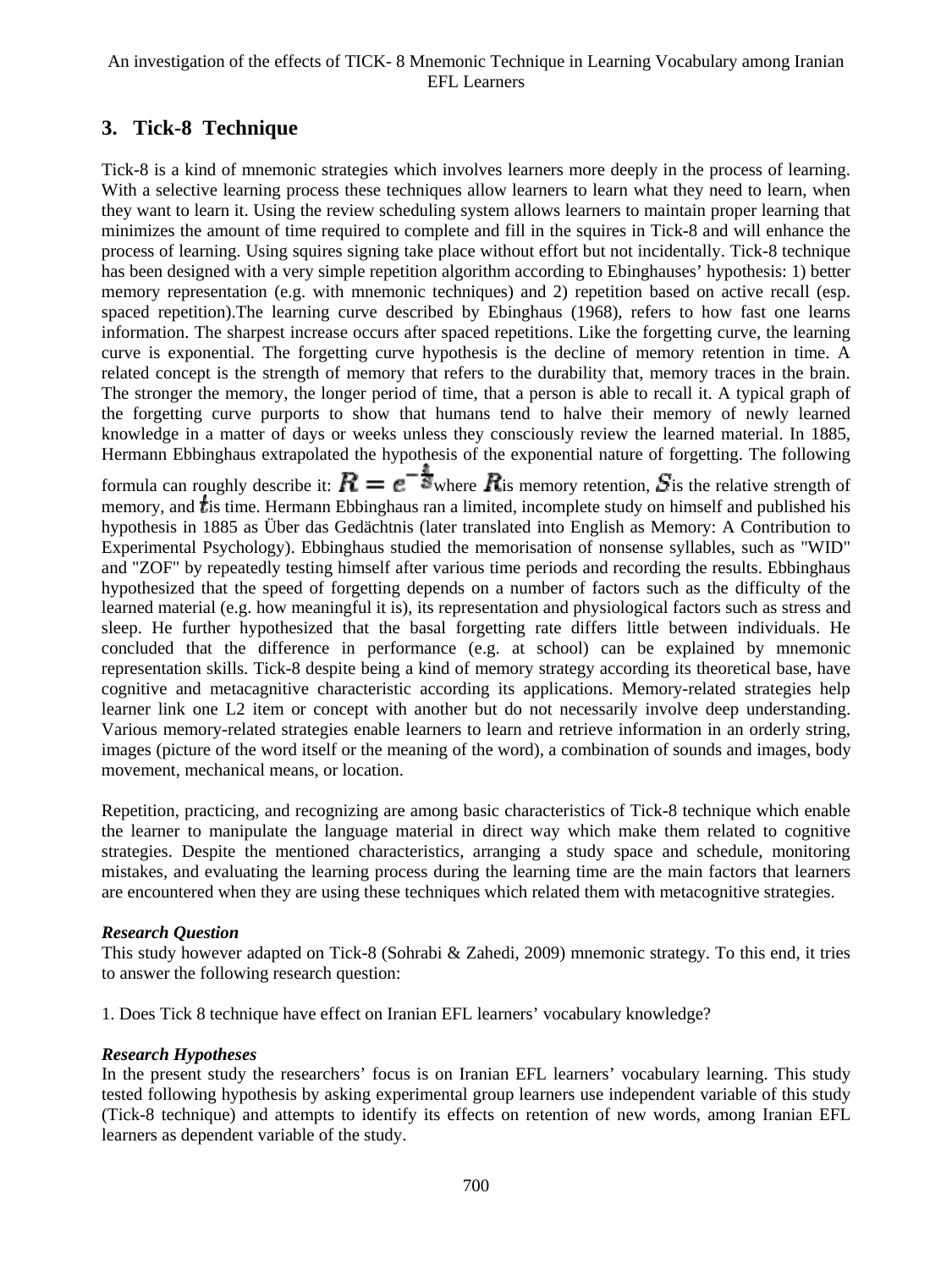## 3. Tick-8 Technique

Tick-8 is a kind of mnemonic strategies which involves learners more deeply in the process of learning. With a selective learning process these techniques allow learners to learn what they need to learn, when they want to learn it. Using the review scheduling system allows learners to maintain proper learning that minimizes the amount of time required to complete and fill in the squires in Tick-8 and will enhance the process of learning. Using squires signing take place without effort but not incidentally. Tick-8 technique has been designed with a very simple repetition algorithm according to Ebinghauses' hypothesis: 1) better memory representation (e.g. with mnemonic techniques) and 2) repetition based on active recall (esp. spaced repetition).The learning curve described by Ebinghaus (1968), refers to how fast one learns information. The sharpest increase occurs after spaced repetitions. Like the forgetting curve, the learning curve is exponential. The forgetting curve hypothesis is the decline of memory retention in time. A related concept is the strength of memory that refers to the durability that, memory traces in the brain. The stronger the memory, the longer period of time, that a person is able to recall it. A typical graph of the forgetting curve purports to show that humans tend to halve their memory of newly learned knowledge in a matter of days or weeks unless they consciously review the learned material. In 1885, Hermann Ebbinghaus extrapolated the hypothesis of the exponential nature of forgetting. The following formula can roughly describe it: $R = e^{-\frac{t}{S}}$ where $R$ is memory retention, $S$ is the relative strength of memory, and $t$ is time. Hermann Ebbinghaus ran a limited, incomplete study on himself and published his hypothesis in 1885 as Über das Gedächtnis (later translated into English as Memory: A Contribution to Experimental Psychology). Ebbinghaus studied the memorisation of nonsense syllables, such as "WID" and "ZOF" by repeatedly testing himself after various time periods and recording the results. Ebbinghaus hypothesized that the speed of forgetting depends on a number of factors such as the difficulty of the learned material (e.g. how meaningful it is), its representation and physiological factors such as stress and sleep. He further hypothesized that the basal forgetting rate differs little between individuals. He concluded that the difference in performance (e.g. at school) can be explained by mnemonic representation skills. Tick-8 despite being a kind of memory strategy according its theoretical base, have cognitive and metacagnitive characteristic according its applications. Memory-related strategies help learner link one L2 item or concept with another but do not necessarily involve deep understanding. Various memory-related strategies enable learners to learn and retrieve information in an orderly string, images (picture of the word itself or the meaning of the word), a combination of sounds and images, body movement, mechanical means, or location.

Repetition, practicing, and recognizing are among basic characteristics of Tick-8 technique which enable the learner to manipulate the language material in direct way which make them related to cognitive strategies. Despite the mentioned characteristics, arranging a study space and schedule, monitoring mistakes, and evaluating the learning process during the learning time are the main factors that learners are encountered when they are using these techniques which related them with metacognitive strategies.

***Research Question***

This study however adapted on Tick-8 (Sohrabi & Zahedi, 2009) mnemonic strategy. To this end, it tries to answer the following research question:

1. Does Tick 8 technique have effect on Iranian EFL learners' vocabulary knowledge?

***Research Hypotheses***

In the present study the researchers' focus is on Iranian EFL learners' vocabulary learning. This study tested following hypothesis by asking experimental group learners use independent variable of this study (Tick-8 technique) and attempts to identify its effects on retention of new words, among Iranian EFL learners as dependent variable of the study.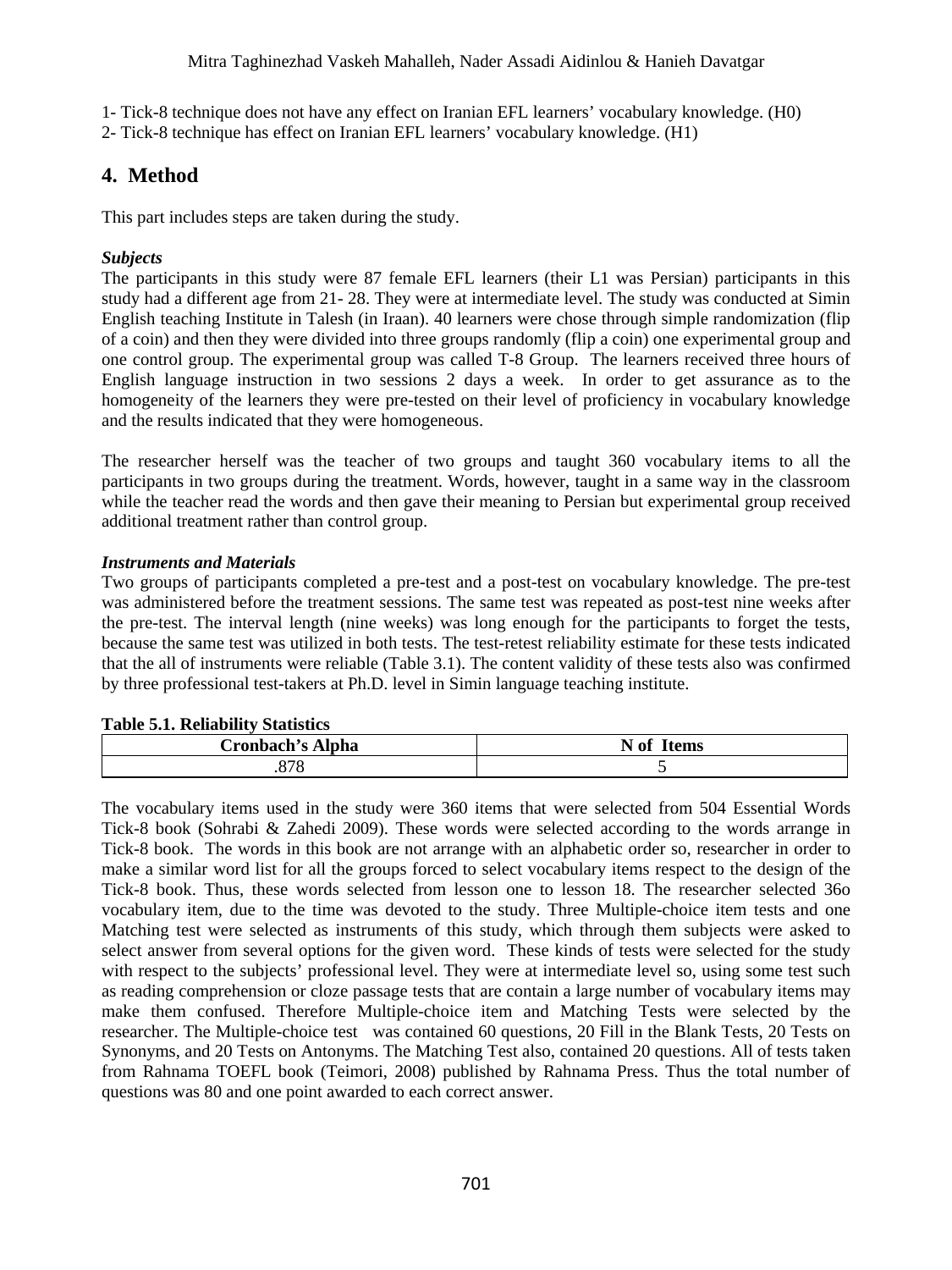1- Tick-8 technique does not have any effect on Iranian EFL learners' vocabulary knowledge. (H0)
2- Tick-8 technique has effect on Iranian EFL learners' vocabulary knowledge. (H1)

## 4. Method

This part includes steps are taken during the study.

***Subjects***

The participants in this study were 87 female EFL learners (their L1 was Persian) participants in this study had a different age from 21- 28. They were at intermediate level. The study was conducted at Simin English teaching Institute in Talesh (in Iraan). 40 learners were chose through simple randomization (flip of a coin) and then they were divided into three groups randomly (flip a coin) one experimental group and one control group. The experimental group was called T-8 Group. The learners received three hours of English language instruction in two sessions 2 days a week. In order to get assurance as to the homogeneity of the learners they were pre-tested on their level of proficiency in vocabulary knowledge and the results indicated that they were homogeneous.

The researcher herself was the teacher of two groups and taught 360 vocabulary items to all the participants in two groups during the treatment. Words, however, taught in a same way in the classroom while the teacher read the words and then gave their meaning to Persian but experimental group received additional treatment rather than control group.

***Instruments and Materials***

Two groups of participants completed a pre-test and a post-test on vocabulary knowledge. The pre-test was administered before the treatment sessions. The same test was repeated as post-test nine weeks after the pre-test. The interval length (nine weeks) was long enough for the participants to forget the tests, because the same test was utilized in both tests. The test-retest reliability estimate for these tests indicated that the all of instruments were reliable (Table 3.1). The content validity of these tests also was confirmed by three professional test-takers at Ph.D. level in Simin language teaching institute.

**Table 5.1. Reliability Statistics**

| Cronbach's Alpha | N of Items |
|---|---|
| .878 | 5 |

The vocabulary items used in the study were 360 items that were selected from 504 Essential Words Tick-8 book (Sohrabi & Zahedi 2009). These words were selected according to the words arrange in Tick-8 book. The words in this book are not arrange with an alphabetic order so, researcher in order to make a similar word list for all the groups forced to select vocabulary items respect to the design of the Tick-8 book. Thus, these words selected from lesson one to lesson 18. The researcher selected 36o vocabulary item, due to the time was devoted to the study. Three Multiple-choice item tests and one Matching test were selected as instruments of this study, which through them subjects were asked to select answer from several options for the given word. These kinds of tests were selected for the study with respect to the subjects' professional level. They were at intermediate level so, using some test such as reading comprehension or cloze passage tests that are contain a large number of vocabulary items may make them confused. Therefore Multiple-choice item and Matching Tests were selected by the researcher. The Multiple-choice test was contained 60 questions, 20 Fill in the Blank Tests, 20 Tests on Synonyms, and 20 Tests on Antonyms. The Matching Test also, contained 20 questions. All of tests taken from Rahnama TOEFL book (Teimori, 2008) published by Rahnama Press. Thus the total number of questions was 80 and one point awarded to each correct answer.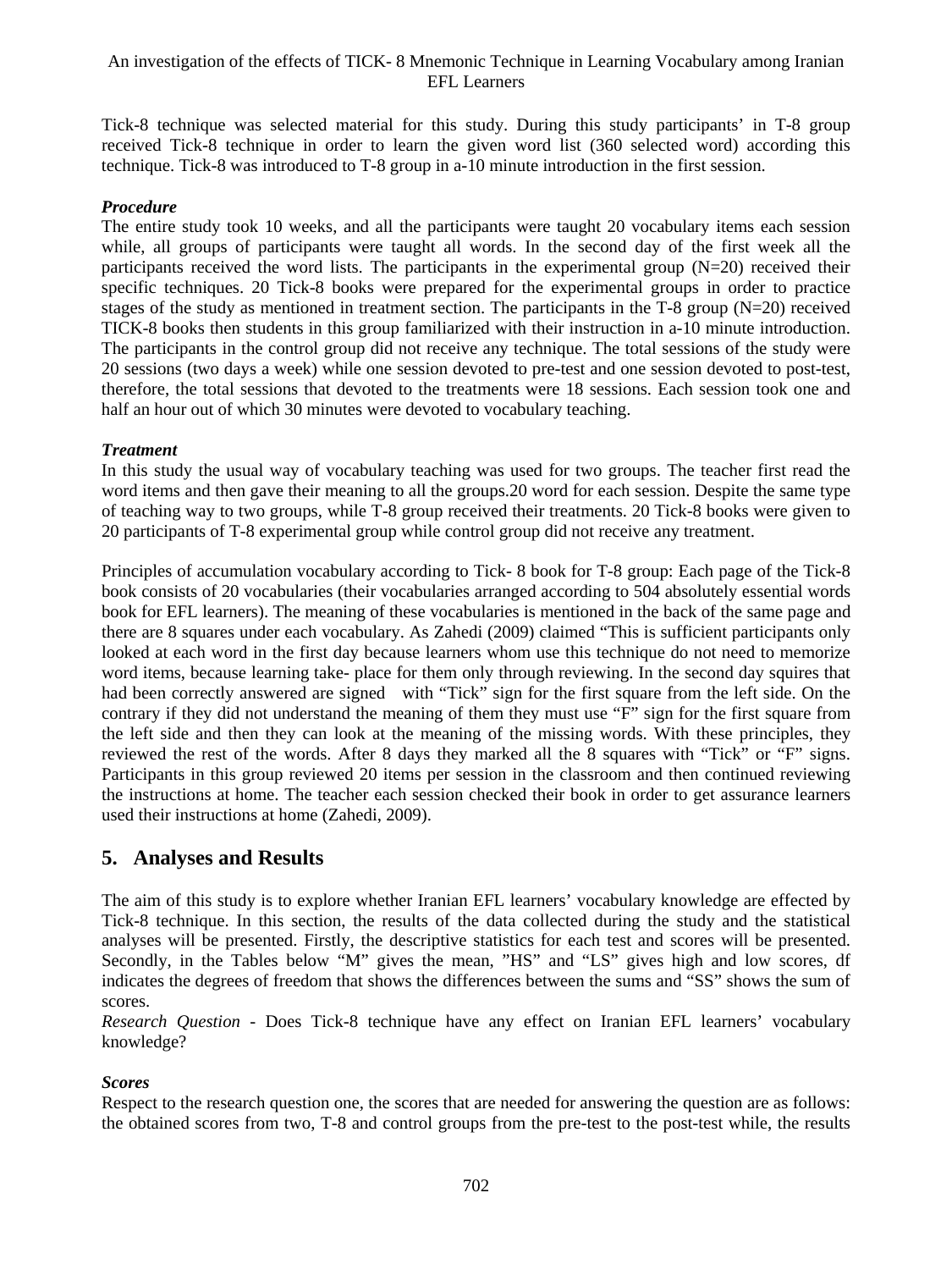Tick-8 technique was selected material for this study. During this study participants' in T-8 group received Tick-8 technique in order to learn the given word list (360 selected word) according this technique. Tick-8 was introduced to T-8 group in a-10 minute introduction in the first session.

***Procedure***

The entire study took 10 weeks, and all the participants were taught 20 vocabulary items each session while, all groups of participants were taught all words. In the second day of the first week all the participants received the word lists. The participants in the experimental group (N=20) received their specific techniques. 20 Tick-8 books were prepared for the experimental groups in order to practice stages of the study as mentioned in treatment section. The participants in the T-8 group (N=20) received TICK-8 books then students in this group familiarized with their instruction in a-10 minute introduction. The participants in the control group did not receive any technique. The total sessions of the study were 20 sessions (two days a week) while one session devoted to pre-test and one session devoted to post-test, therefore, the total sessions that devoted to the treatments were 18 sessions. Each session took one and half an hour out of which 30 minutes were devoted to vocabulary teaching.

***Treatment***

In this study the usual way of vocabulary teaching was used for two groups. The teacher first read the word items and then gave their meaning to all the groups.20 word for each session. Despite the same type of teaching way to two groups, while T-8 group received their treatments. 20 Tick-8 books were given to 20 participants of T-8 experimental group while control group did not receive any treatment.

Principles of accumulation vocabulary according to Tick- 8 book for T-8 group: Each page of the Tick-8 book consists of 20 vocabularies (their vocabularies arranged according to 504 absolutely essential words book for EFL learners). The meaning of these vocabularies is mentioned in the back of the same page and there are 8 squares under each vocabulary. As Zahedi (2009) claimed "This is sufficient participants only looked at each word in the first day because learners whom use this technique do not need to memorize word items, because learning take- place for them only through reviewing. In the second day squires that had been correctly answered are signed with "Tick" sign for the first square from the left side. On the contrary if they did not understand the meaning of them they must use "F" sign for the first square from the left side and then they can look at the meaning of the missing words. With these principles, they reviewed the rest of the words. After 8 days they marked all the 8 squares with "Tick" or "F" signs. Participants in this group reviewed 20 items per session in the classroom and then continued reviewing the instructions at home. The teacher each session checked their book in order to get assurance learners used their instructions at home (Zahedi, 2009).

## 5. Analyses and Results

The aim of this study is to explore whether Iranian EFL learners' vocabulary knowledge are effected by Tick-8 technique. In this section, the results of the data collected during the study and the statistical analyses will be presented. Firstly, the descriptive statistics for each test and scores will be presented. Secondly, in the Tables below "M" gives the mean, "HS" and "LS" gives high and low scores, df indicates the degrees of freedom that shows the differences between the sums and "SS" shows the sum of scores.

*Research Question* - Does Tick-8 technique have any effect on Iranian EFL learners' vocabulary knowledge?

***Scores***

Respect to the research question one, the scores that are needed for answering the question are as follows: the obtained scores from two, T-8 and control groups from the pre-test to the post-test while, the results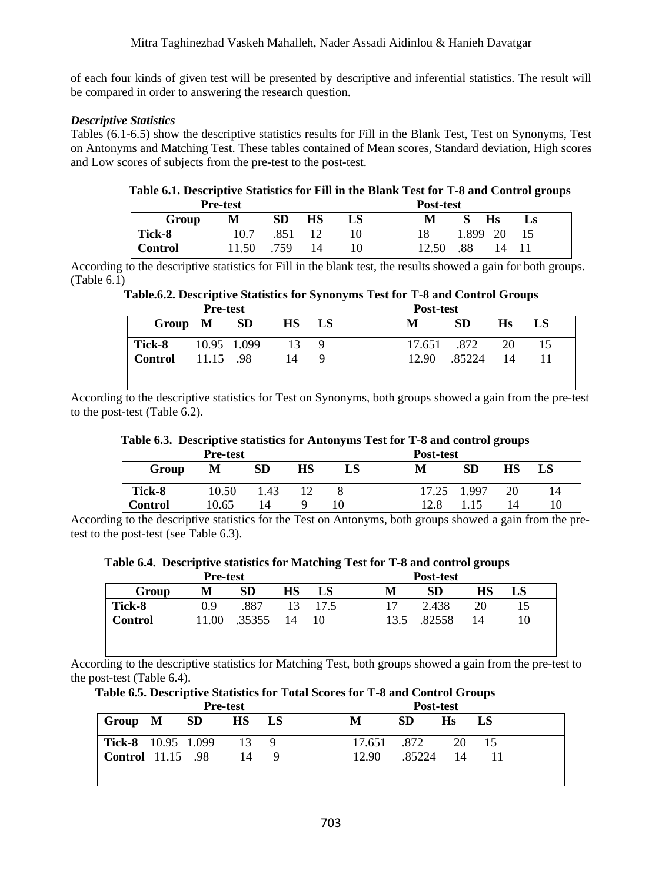of each four kinds of given test will be presented by descriptive and inferential statistics. The result will be compared in order to answering the research question.

***Descriptive Statistics***

Tables (6.1-6.5) show the descriptive statistics results for Fill in the Blank Test, Test on Synonyms, Test on Antonyms and Matching Test. These tables contained of Mean scores, Standard deviation, High scores and Low scores of subjects from the pre-test to the post-test.

**Table 6.1. Descriptive Statistics for Fill in the Blank Test for T-8 and Control groups**

| | Pre-test | | | | Post-test | | | |
|---|---|---|---|---|---|---|---|---|
| **Group** | **M** | **SD** | **HS** | **LS** | **M** | **S** | **Hs** | **Ls** |
| **Tick-8** | 10.7 | .851 | 12 | 10 | 18 | 1.899 | 20 | 15 |
| **Control** | 11.50 | .759 | 14 | 10 | 12.50 | .88 | 14 | 11 |

According to the descriptive statistics for Fill in the blank test, the results showed a gain for both groups. (Table 6.1)

**Table.6.2. Descriptive Statistics for Synonyms Test for T-8 and Control Groups**

| | Pre-test | | | | Post-test | | | |
|---|---|---|---|---|---|---|---|---|
| **Group** | **M** | **SD** | **HS** | **LS** | **M** | **SD** | **Hs** | **LS** |
| **Tick-8** | 10.95 | 1.099 | 13 | 9 | 17.651 | .872 | 20 | 15 |
| **Control** | 11.15 | .98 | 14 | 9 | 12.90 | .85224 | 14 | 11 |

According to the descriptive statistics for Test on Synonyms, both groups showed a gain from the pre-test to the post-test (Table 6.2).

**Table 6.3. Descriptive statistics for Antonyms Test for T-8 and control groups**

| | Pre-test | | | | Post-test | | | |
|---|---|---|---|---|---|---|---|---|
| **Group** | **M** | **SD** | **HS** | **LS** | **M** | **SD** | **HS** | **LS** |
| **Tick-8** | 10.50 | 1.43 | 12 | 8 | 17.25 | 1.997 | 20 | 14 |
| **Control** | 10.65 | 14 | 9 | 10 | 12.8 | 1.15 | 14 | 10 |

According to the descriptive statistics for the Test on Antonyms, both groups showed a gain from the pre-test to the post-test (see Table 6.3).

**Table 6.4. Descriptive statistics for Matching Test for T-8 and control groups**

| | Pre-test | | | | Post-test | | | |
|---|---|---|---|---|---|---|---|---|
| **Group** | **M** | **SD** | **HS** | **LS** | **M** | **SD** | **HS** | **LS** |
| **Tick-8** | 0.9 | .887 | 13 | 17.5 | 17 | 2.438 | 20 | 15 |
| **Control** | 11.00 | .35355 | 14 | 10 | 13.5 | .82558 | 14 | 10 |

According to the descriptive statistics for Matching Test, both groups showed a gain from the pre-test to the post-test (Table 6.4).

**Table 6.5. Descriptive Statistics for Total Scores for T-8 and Control Groups**

| | Pre-test | | | | Post-test | | | |
|---|---|---|---|---|---|---|---|---|
| **Group** | **M** | **SD** | **HS** | **LS** | **M** | **SD** | **Hs** | **LS** |
| **Tick-8** | 10.95 | 1.099 | 13 | 9 | 17.651 | .872 | 20 | 15 |
| **Control** | 11.15 | .98 | 14 | 9 | 12.90 | .85224 | 14 | 11 |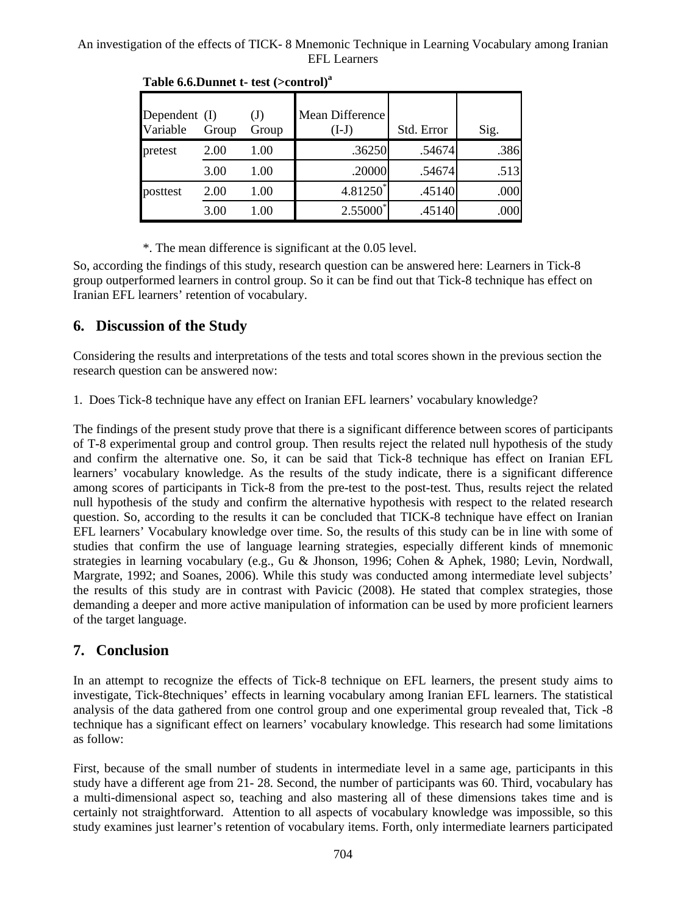**Table 6.6.Dunnet t- test (>control)[a]**

| Dependent Variable | (I) Group | (J) Group | Mean Difference (I-J) | Std. Error | Sig. |
|---|---|---|---|---|---|
| pretest | 2.00 | 1.00 | .36250 | .54674 | .386 |
| | 3.00 | 1.00 | .20000 | .54674 | .513 |
| posttest | 2.00 | 1.00 | 4.81250* | .45140 | .000 |
| | 3.00 | 1.00 | 2.55000* | .45140 | .000 |

*. The mean difference is significant at the 0.05 level.

So, according the findings of this study, research question can be answered here: Learners in Tick-8 group outperformed learners in control group. So it can be find out that Tick-8 technique has effect on Iranian EFL learners' retention of vocabulary.

## 6. Discussion of the Study

Considering the results and interpretations of the tests and total scores shown in the previous section the research question can be answered now:

1. Does Tick-8 technique have any effect on Iranian EFL learners' vocabulary knowledge?

The findings of the present study prove that there is a significant difference between scores of participants of T-8 experimental group and control group. Then results reject the related null hypothesis of the study and confirm the alternative one. So, it can be said that Tick-8 technique has effect on Iranian EFL learners' vocabulary knowledge. As the results of the study indicate, there is a significant difference among scores of participants in Tick-8 from the pre-test to the post-test. Thus, results reject the related null hypothesis of the study and confirm the alternative hypothesis with respect to the related research question. So, according to the results it can be concluded that TICK-8 technique have effect on Iranian EFL learners' Vocabulary knowledge over time. So, the results of this study can be in line with some of studies that confirm the use of language learning strategies, especially different kinds of mnemonic strategies in learning vocabulary (e.g., Gu & Jhonson, 1996; Cohen & Aphek, 1980; Levin, Nordwall, Margrate, 1992; and Soanes, 2006). While this study was conducted among intermediate level subjects' the results of this study are in contrast with Pavicic (2008). He stated that complex strategies, those demanding a deeper and more active manipulation of information can be used by more proficient learners of the target language.

## 7. Conclusion

In an attempt to recognize the effects of Tick-8 technique on EFL learners, the present study aims to investigate, Tick-8techniques' effects in learning vocabulary among Iranian EFL learners. The statistical analysis of the data gathered from one control group and one experimental group revealed that, Tick -8 technique has a significant effect on learners' vocabulary knowledge. This research had some limitations as follow:

First, because of the small number of students in intermediate level in a same age, participants in this study have a different age from 21- 28. Second, the number of participants was 60. Third, vocabulary has a multi-dimensional aspect so, teaching and also mastering all of these dimensions takes time and is certainly not straightforward. Attention to all aspects of vocabulary knowledge was impossible, so this study examines just learner's retention of vocabulary items. Forth, only intermediate learners participated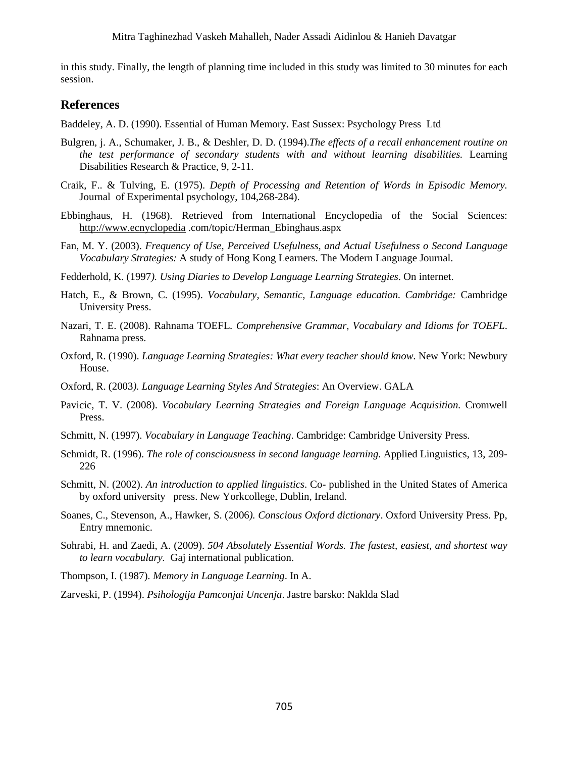in this study. Finally, the length of planning time included in this study was limited to 30 minutes for each session.

## References

Baddeley, A. D. (1990). Essential of Human Memory. East Sussex: Psychology Press Ltd

Bulgren, j. A., Schumaker, J. B., & Deshler, D. D. (1994).*The effects of a recall enhancement routine on the test performance of secondary students with and without learning disabilities.* Learning Disabilities Research & Practice, 9, 2-11.

Craik, F.. & Tulving, E. (1975). *Depth of Processing and Retention of Words in Episodic Memory.* Journal of Experimental psychology, 104,268-284).

Ebbinghaus, H. (1968). Retrieved from International Encyclopedia of the Social Sciences: http://www.ecnyclopedia .com/topic/Herman_Ebinghaus.aspx

Fan, M. Y. (2003). *Frequency of Use, Perceived Usefulness, and Actual Usefulness o Second Language Vocabulary Strategies:* A study of Hong Kong Learners. The Modern Language Journal.

Fedderhold, K. (1997*). Using Diaries to Develop Language Learning Strategies*. On internet.

Hatch, E., & Brown, C. (1995). *Vocabulary, Semantic, Language education. Cambridge:* Cambridge University Press.

Nazari, T. E. (2008). Rahnama TOEFL. *Comprehensive Grammar, Vocabulary and Idioms for TOEFL*. Rahnama press.

Oxford, R. (1990). *Language Learning Strategies: What every teacher should know*. New York: Newbury House.

Oxford, R. (2003*). Language Learning Styles And Strategies*: An Overview. GALA

Pavicic, T. V. (2008). *Vocabulary Learning Strategies and Foreign Language Acquisition.* Cromwell Press.

Schmitt, N. (1997). *Vocabulary in Language Teaching*. Cambridge: Cambridge University Press.

Schmidt, R. (1996). *The role of consciousness in second language learning*. Applied Linguistics, 13, 209-226

Schmitt, N. (2002). *An introduction to applied linguistics*. Co- published in the United States of America by oxford university press. New Yorkcollege, Dublin, Ireland.

Soanes, C., Stevenson, A., Hawker, S. (2006*). Conscious Oxford dictionary*. Oxford University Press. Pp, Entry mnemonic.

Sohrabi, H. and Zaedi, A. (2009). *504 Absolutely Essential Words. The fastest, easiest, and shortest way to learn vocabulary.* Gaj international publication.

Thompson, I. (1987). *Memory in Language Learning*. In A.

Zarveski, P. (1994). *Psihologija Pamconjai Uncenja*. Jastre barsko: Naklda Slad